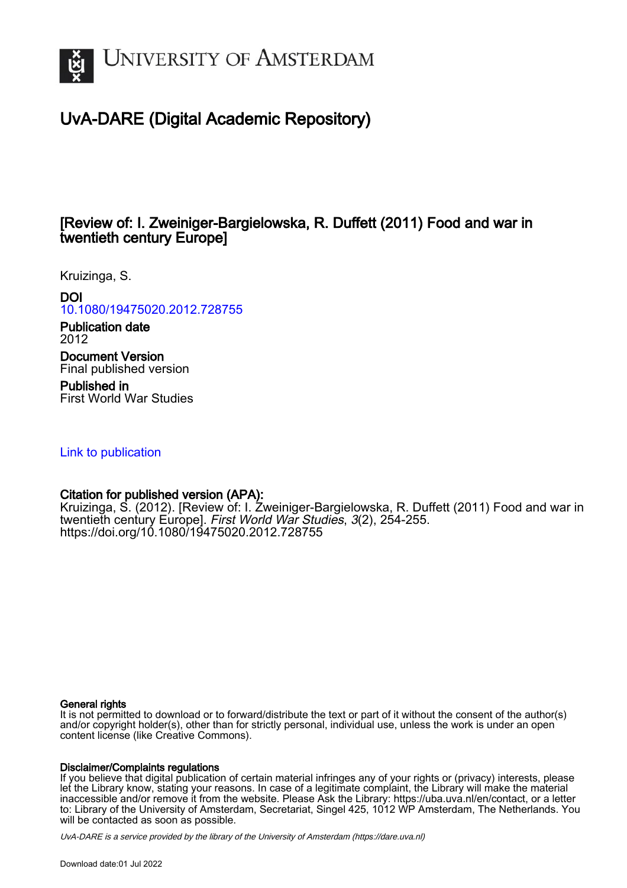# University of Amsterdam

## UvA-DARE (Digital Academic Repository)

### [Review of: I. Zweiniger-Bargielowska, R. Duffett (2011) Food and war in twentieth century Europe]

Kruizinga, S.

**DOI**
10.1080/19475020.2012.728755

**Publication date**
2012

**Document Version**
Final published version

**Published in**
First World War Studies

Link to publication

**Citation for published version (APA):**
Kruizinga, S. (2012). [Review of: I. Zweiniger-Bargielowska, R. Duffett (2011) Food and war in twentieth century Europe]. *First World War Studies*, *3*(2), 254-255. https://doi.org/10.1080/19475020.2012.728755

**General rights**
It is not permitted to download or to forward/distribute the text or part of it without the consent of the author(s) and/or copyright holder(s), other than for strictly personal, individual use, unless the work is under an open content license (like Creative Commons).

**Disclaimer/Complaints regulations**
If you believe that digital publication of certain material infringes any of your rights or (privacy) interests, please let the Library know, stating your reasons. In case of a legitimate complaint, the Library will make the material inaccessible and/or remove it from the website. Please Ask the Library: https://uba.uva.nl/en/contact, or a letter to: Library of the University of Amsterdam, Secretariat, Singel 425, 1012 WP Amsterdam, The Netherlands. You will be contacted as soon as possible.

*UvA-DARE is a service provided by the library of the University of Amsterdam (https://dare.uva.nl)*

Download date:01 Jul 2022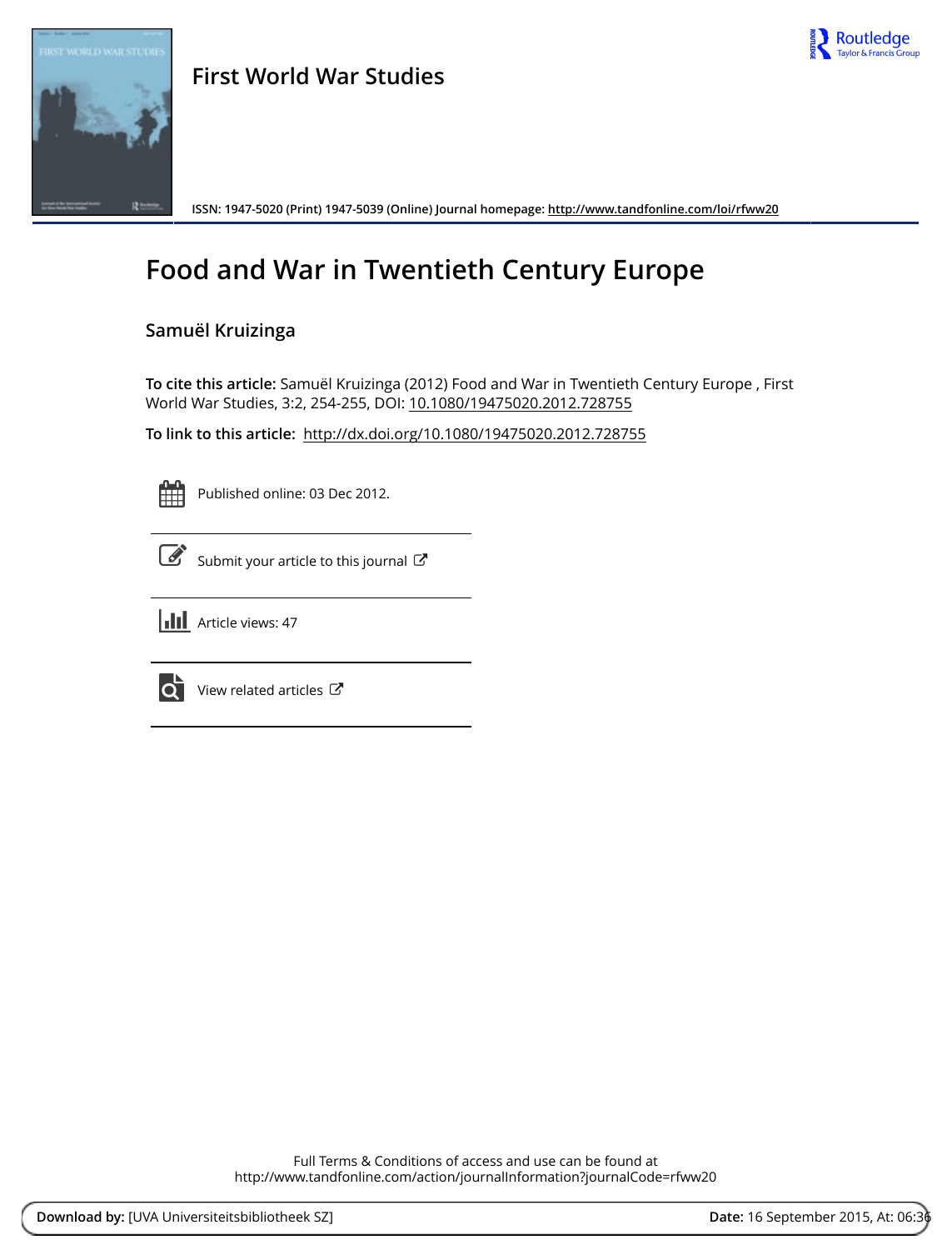First World War Studies

ISSN: 1947-5020 (Print) 1947-5039 (Online) Journal homepage: http://www.tandfonline.com/loi/rfww20

# Food and War in Twentieth Century Europe

## Samuël Kruizinga

**To cite this article:** Samuël Kruizinga (2012) Food and War in Twentieth Century Europe , First World War Studies, 3:2, 254-255, DOI: 10.1080/19475020.2012.728755

**To link to this article:** http://dx.doi.org/10.1080/19475020.2012.728755

Published online: 03 Dec 2012.

Submit your article to this journal

Article views: 47

View related articles

Full Terms & Conditions of access and use can be found at
http://www.tandfonline.com/action/journalInformation?journalCode=rfww20

**Download by:** [UVA Universiteitsbibliotheek SZ] **Date:** 16 September 2015, At: 06:36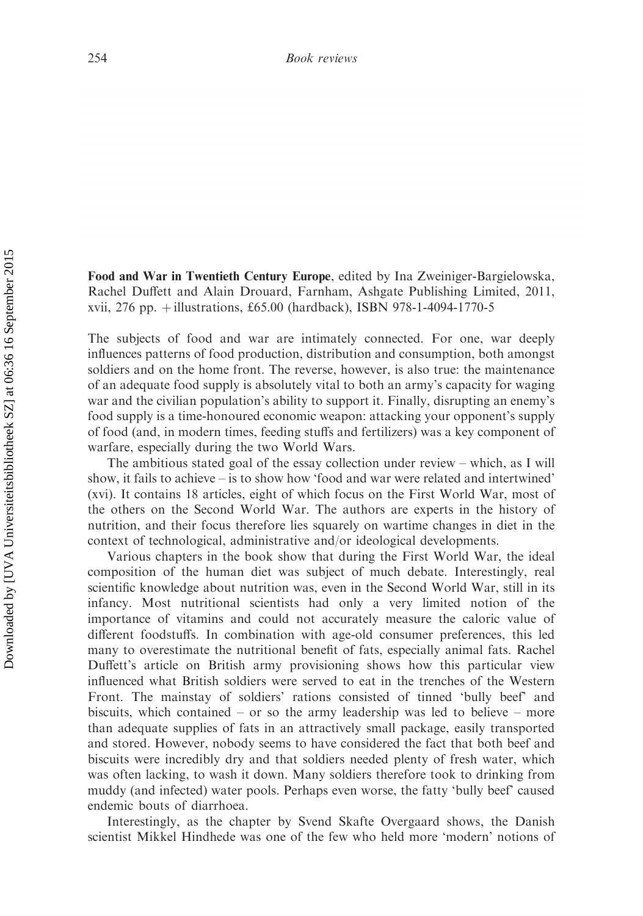**Food and War in Twentieth Century Europe**, edited by Ina Zweiniger-Bargielowska, Rachel Duffett and Alain Drouard, Farnham, Ashgate Publishing Limited, 2011, xvii, 276 pp. + illustrations, £65.00 (hardback), ISBN 978-1-4094-1770-5

The subjects of food and war are intimately connected. For one, war deeply influences patterns of food production, distribution and consumption, both amongst soldiers and on the home front. The reverse, however, is also true: the maintenance of an adequate food supply is absolutely vital to both an army's capacity for waging war and the civilian population's ability to support it. Finally, disrupting an enemy's food supply is a time-honoured economic weapon: attacking your opponent's supply of food (and, in modern times, feeding stuffs and fertilizers) was a key component of warfare, especially during the two World Wars.

The ambitious stated goal of the essay collection under review – which, as I will show, it fails to achieve – is to show how 'food and war were related and intertwined' (xvi). It contains 18 articles, eight of which focus on the First World War, most of the others on the Second World War. The authors are experts in the history of nutrition, and their focus therefore lies squarely on wartime changes in diet in the context of technological, administrative and/or ideological developments.

Various chapters in the book show that during the First World War, the ideal composition of the human diet was subject of much debate. Interestingly, real scientific knowledge about nutrition was, even in the Second World War, still in its infancy. Most nutritional scientists had only a very limited notion of the importance of vitamins and could not accurately measure the caloric value of different foodstuffs. In combination with age-old consumer preferences, this led many to overestimate the nutritional benefit of fats, especially animal fats. Rachel Duffett's article on British army provisioning shows how this particular view influenced what British soldiers were served to eat in the trenches of the Western Front. The mainstay of soldiers' rations consisted of tinned 'bully beef' and biscuits, which contained – or so the army leadership was led to believe – more than adequate supplies of fats in an attractively small package, easily transported and stored. However, nobody seems to have considered the fact that both beef and biscuits were incredibly dry and that soldiers needed plenty of fresh water, which was often lacking, to wash it down. Many soldiers therefore took to drinking from muddy (and infected) water pools. Perhaps even worse, the fatty 'bully beef' caused endemic bouts of diarrhoea.

Interestingly, as the chapter by Svend Skafte Overgaard shows, the Danish scientist Mikkel Hindhede was one of the few who held more 'modern' notions of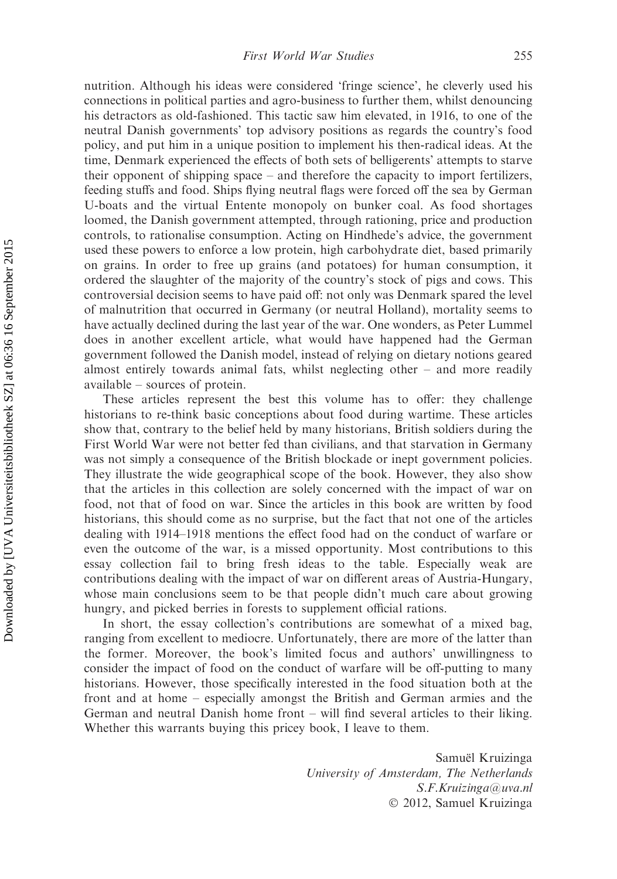nutrition. Although his ideas were considered 'fringe science', he cleverly used his connections in political parties and agro-business to further them, whilst denouncing his detractors as old-fashioned. This tactic saw him elevated, in 1916, to one of the neutral Danish governments' top advisory positions as regards the country's food policy, and put him in a unique position to implement his then-radical ideas. At the time, Denmark experienced the effects of both sets of belligerents' attempts to starve their opponent of shipping space – and therefore the capacity to import fertilizers, feeding stuffs and food. Ships flying neutral flags were forced off the sea by German U-boats and the virtual Entente monopoly on bunker coal. As food shortages loomed, the Danish government attempted, through rationing, price and production controls, to rationalise consumption. Acting on Hindhede's advice, the government used these powers to enforce a low protein, high carbohydrate diet, based primarily on grains. In order to free up grains (and potatoes) for human consumption, it ordered the slaughter of the majority of the country's stock of pigs and cows. This controversial decision seems to have paid off: not only was Denmark spared the level of malnutrition that occurred in Germany (or neutral Holland), mortality seems to have actually declined during the last year of the war. One wonders, as Peter Lummel does in another excellent article, what would have happened had the German government followed the Danish model, instead of relying on dietary notions geared almost entirely towards animal fats, whilst neglecting other – and more readily available – sources of protein.

These articles represent the best this volume has to offer: they challenge historians to re-think basic conceptions about food during wartime. These articles show that, contrary to the belief held by many historians, British soldiers during the First World War were not better fed than civilians, and that starvation in Germany was not simply a consequence of the British blockade or inept government policies. They illustrate the wide geographical scope of the book. However, they also show that the articles in this collection are solely concerned with the impact of war on food, not that of food on war. Since the articles in this book are written by food historians, this should come as no surprise, but the fact that not one of the articles dealing with 1914–1918 mentions the effect food had on the conduct of warfare or even the outcome of the war, is a missed opportunity. Most contributions to this essay collection fail to bring fresh ideas to the table. Especially weak are contributions dealing with the impact of war on different areas of Austria-Hungary, whose main conclusions seem to be that people didn't much care about growing hungry, and picked berries in forests to supplement official rations.

In short, the essay collection's contributions are somewhat of a mixed bag, ranging from excellent to mediocre. Unfortunately, there are more of the latter than the former. Moreover, the book's limited focus and authors' unwillingness to consider the impact of food on the conduct of warfare will be off-putting to many historians. However, those specifically interested in the food situation both at the front and at home – especially amongst the British and German armies and the German and neutral Danish home front – will find several articles to their liking. Whether this warrants buying this pricey book, I leave to them.

Samuël Kruizinga
*University of Amsterdam, The Netherlands*
*S.F.Kruizinga@uva.nl*
© 2012, Samuel Kruizinga